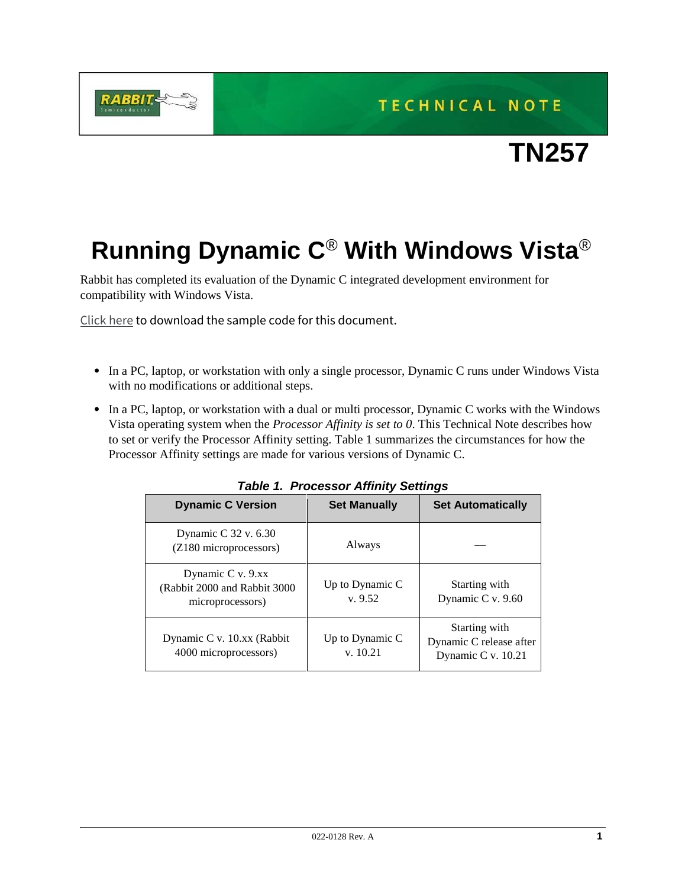TECHNICAL NOTE

# TN257

# Running Dynamic C® With Windows Vista®

Rabbit has completed its evaluation of the Dynamic C integrated development environment for compatibility with Windows Vista.

Click here to download the sample code for this document.

- In a PC, laptop, or workstation with only a single processor, Dynamic C runs under Windows Vista with no modifications or additional steps.
- In a PC, laptop, or workstation with a dual or multi processor, Dynamic C works with the Windows Vista operating system when the *Processor Affinity is set to 0*. This Technical Note describes how to set or verify the Processor Affinity setting. Table 1 summarizes the circumstances for how the Processor Affinity settings are made for various versions of Dynamic C.

***Table 1. Processor Affinity Settings***

| Dynamic C Version | Set Manually | Set Automatically |
|---|---|---|
| Dynamic C 32 v. 6.30 (Z180 microprocessors) | Always | — |
| Dynamic C v. 9.xx (Rabbit 2000 and Rabbit 3000 microprocessors) | Up to Dynamic C v. 9.52 | Starting with Dynamic C v. 9.60 |
| Dynamic C v. 10.xx (Rabbit 4000 microprocessors) | Up to Dynamic C v. 10.21 | Starting with Dynamic C release after Dynamic C v. 10.21 |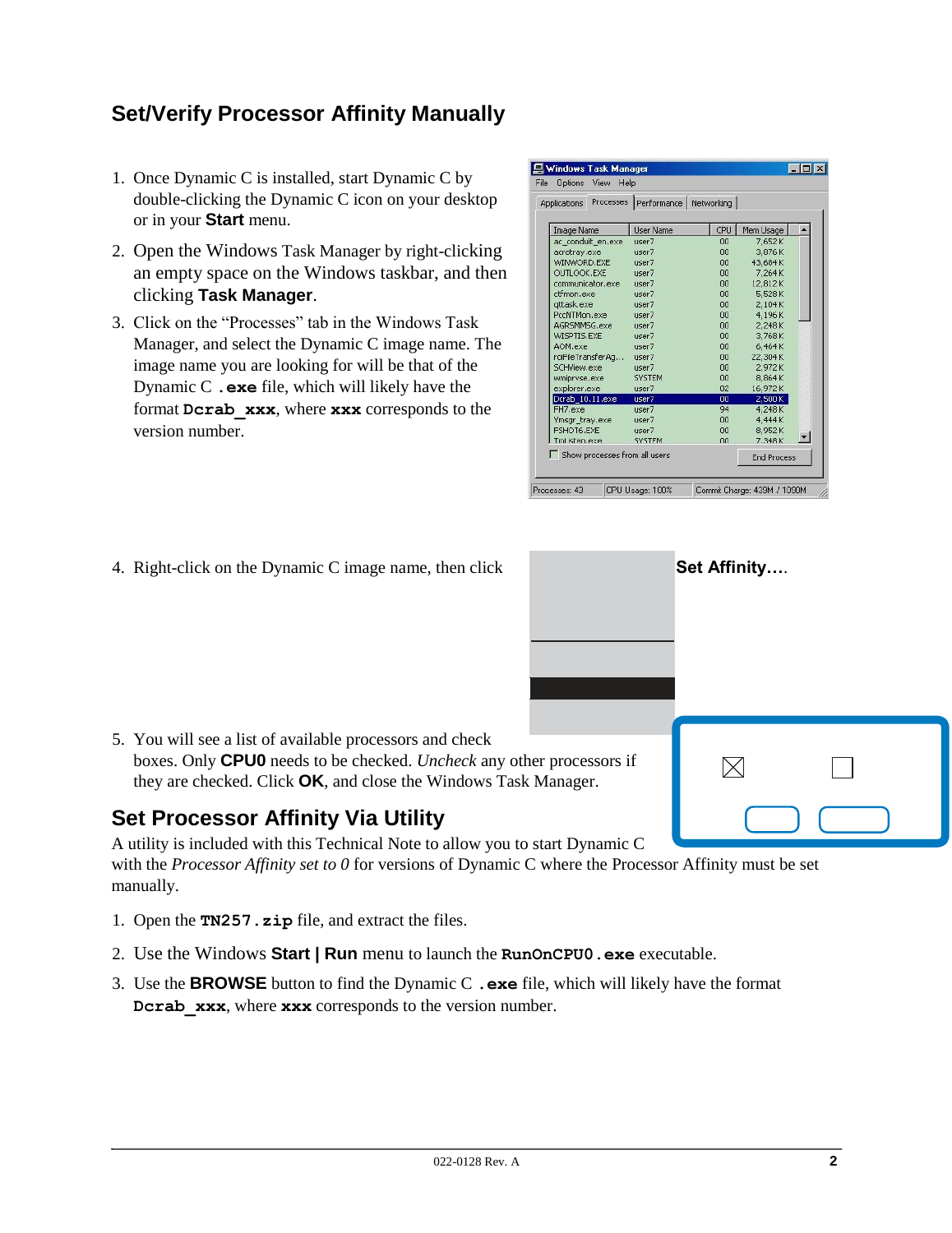## Set/Verify Processor Affinity Manually

1. Once Dynamic C is installed, start Dynamic C by double-clicking the Dynamic C icon on your desktop or in your **Start** menu.
2. Open the Windows Task Manager by right-clicking an empty space on the Windows taskbar, and then clicking **Task Manager**.
3. Click on the “Processes” tab in the Windows Task Manager, and select the Dynamic C image name. The image name you are looking for will be that of the Dynamic C **.exe** file, which will likely have the format **Dcrab_xxx**, where **xxx** corresponds to the version number.
4. Right-click on the Dynamic C image name, then click **Set Affinity…**.
5. You will see a list of available processors and check boxes. Only **CPU0** needs to be checked. *Uncheck* any other processors if they are checked. Click **OK**, and close the Windows Task Manager.

## Set Processor Affinity Via Utility

A utility is included with this Technical Note to allow you to start Dynamic C with the *Processor Affinity set to 0* for versions of Dynamic C where the Processor Affinity must be set manually.

1. Open the **TN257.zip** file, and extract the files.
2. Use the Windows **Start | Run** menu to launch the **RunOnCPU0.exe** executable.
3. Use the **BROWSE** button to find the Dynamic C **.exe** file, which will likely have the format **Dcrab_xxx**, where **xxx** corresponds to the version number.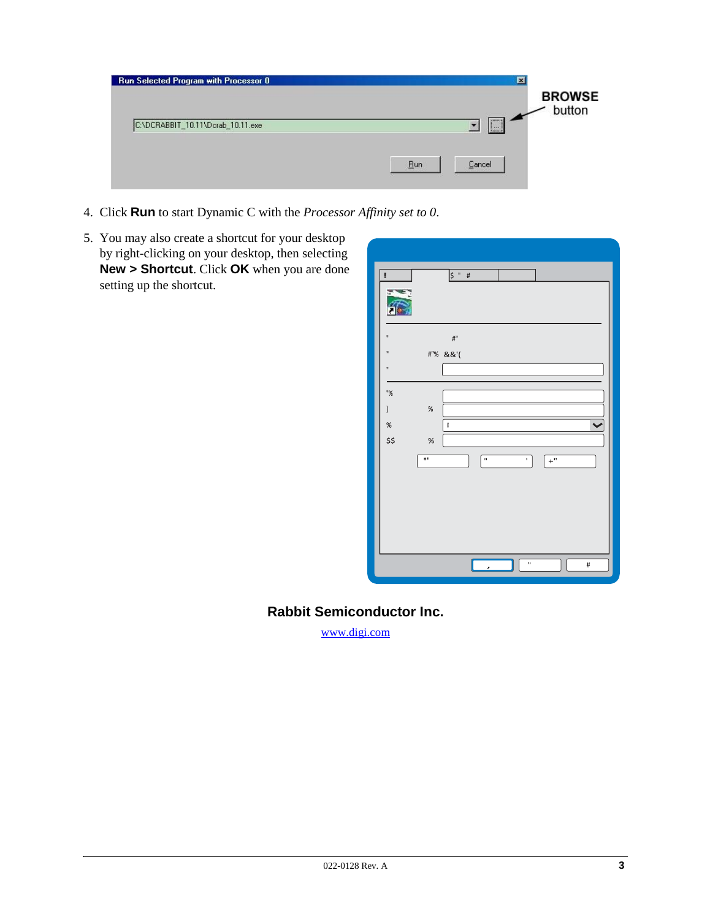4. Click **Run** to start Dynamic C with the *Processor Affinity set to 0*.

5. You may also create a shortcut for your desktop by right-clicking on your desktop, then selecting **New > Shortcut**. Click **OK** when you are done setting up the shortcut.

**Rabbit Semiconductor Inc.**

www.digi.com

022-0128 Rev. A